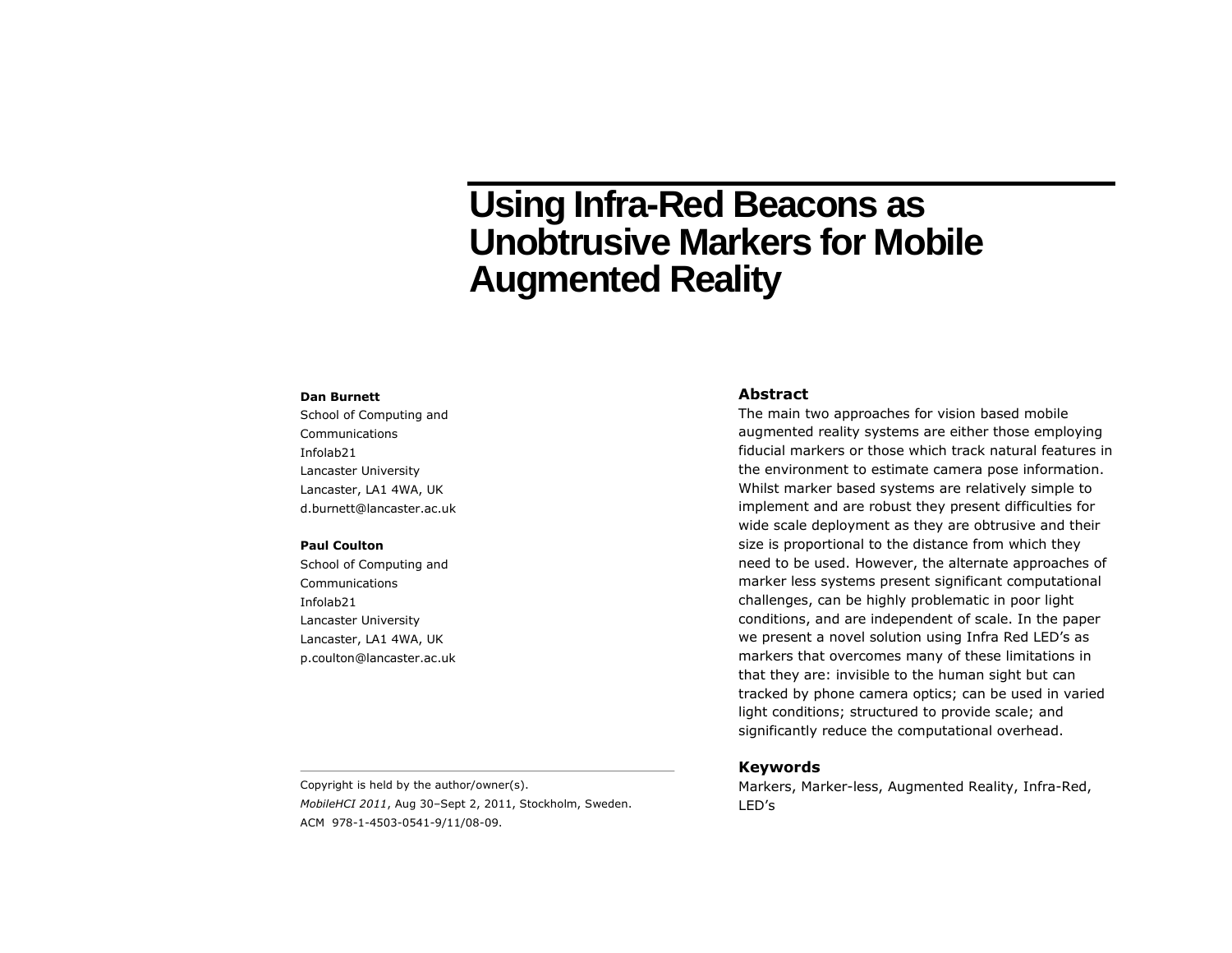# Using Infra-Red Beacons as Unobtrusive Markers for Mobile Augmented Reality

**Dan Burnett**
School of Computing and
Communications
Infolab21
Lancaster University
Lancaster, LA1 4WA, UK
d.burnett@lancaster.ac.uk

**Paul Coulton**
School of Computing and
Communications
Infolab21
Lancaster University
Lancaster, LA1 4WA, UK
p.coulton@lancaster.ac.uk

Copyright is held by the author/owner(s).
*MobileHCI 2011*, Aug 30–Sept 2, 2011, Stockholm, Sweden.
ACM 978-1-4503-0541-9/11/08-09.

## Abstract

The main two approaches for vision based mobile augmented reality systems are either those employing fiducial markers or those which track natural features in the environment to estimate camera pose information. Whilst marker based systems are relatively simple to implement and are robust they present difficulties for wide scale deployment as they are obtrusive and their size is proportional to the distance from which they need to be used. However, the alternate approaches of marker less systems present significant computational challenges, can be highly problematic in poor light conditions, and are independent of scale. In the paper we present a novel solution using Infra Red LED's as markers that overcomes many of these limitations in that they are: invisible to the human sight but can tracked by phone camera optics; can be used in varied light conditions; structured to provide scale; and significantly reduce the computational overhead.

## Keywords

Markers, Marker-less, Augmented Reality, Infra-Red, LED's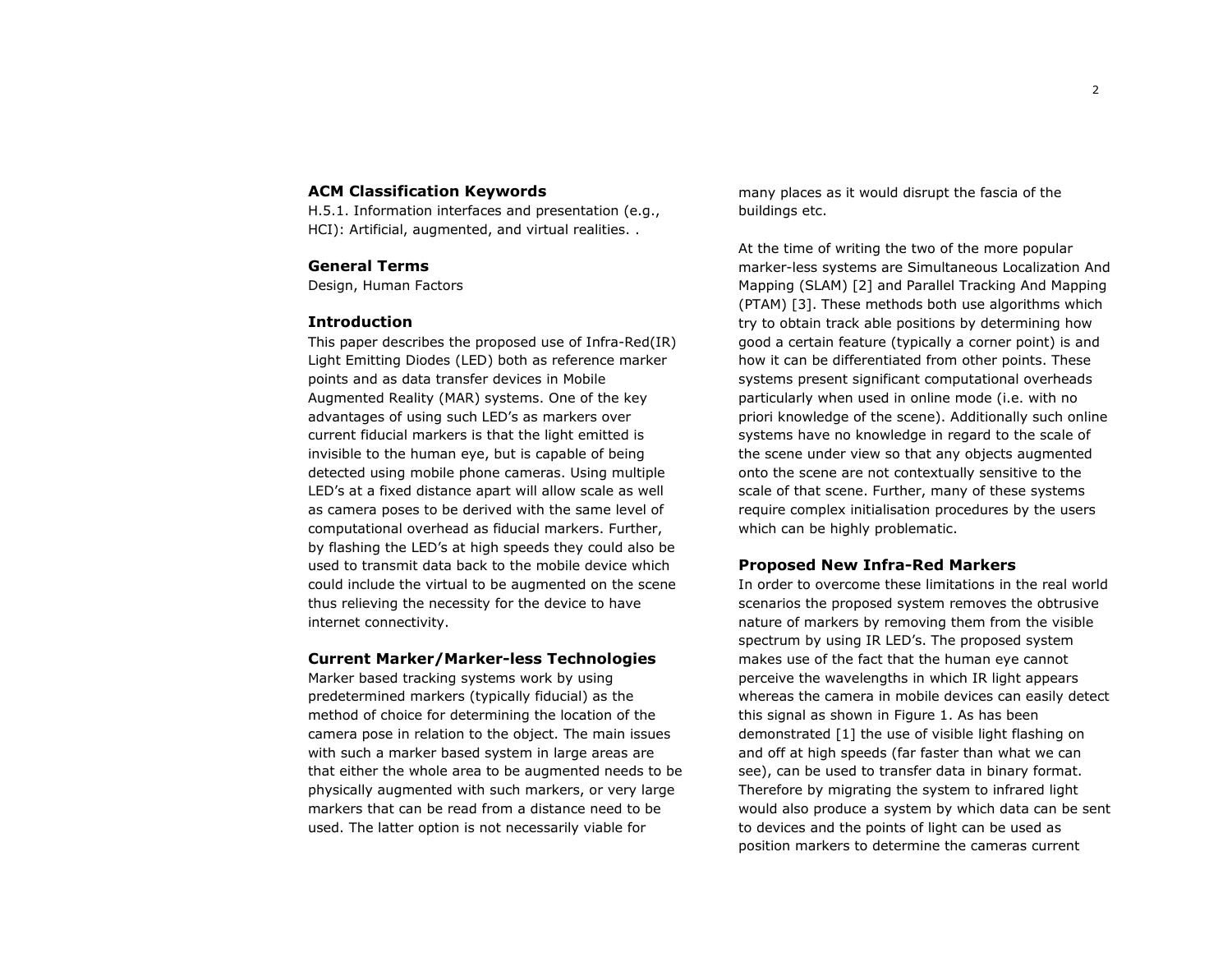## ACM Classification Keywords

H.5.1. Information interfaces and presentation (e.g., HCI): Artificial, augmented, and virtual realities. .

## General Terms

Design, Human Factors

## Introduction

This paper describes the proposed use of Infra-Red(IR) Light Emitting Diodes (LED) both as reference marker points and as data transfer devices in Mobile Augmented Reality (MAR) systems. One of the key advantages of using such LED's as markers over current fiducial markers is that the light emitted is invisible to the human eye, but is capable of being detected using mobile phone cameras. Using multiple LED's at a fixed distance apart will allow scale as well as camera poses to be derived with the same level of computational overhead as fiducial markers. Further, by flashing the LED's at high speeds they could also be used to transmit data back to the mobile device which could include the virtual to be augmented on the scene thus relieving the necessity for the device to have internet connectivity.

## Current Marker/Marker-less Technologies

Marker based tracking systems work by using predetermined markers (typically fiducial) as the method of choice for determining the location of the camera pose in relation to the object. The main issues with such a marker based system in large areas are that either the whole area to be augmented needs to be physically augmented with such markers, or very large markers that can be read from a distance need to be used. The latter option is not necessarily viable for many places as it would disrupt the fascia of the buildings etc.

At the time of writing the two of the more popular marker-less systems are Simultaneous Localization And Mapping (SLAM) [2] and Parallel Tracking And Mapping (PTAM) [3]. These methods both use algorithms which try to obtain track able positions by determining how good a certain feature (typically a corner point) is and how it can be differentiated from other points. These systems present significant computational overheads particularly when used in online mode (i.e. with no priori knowledge of the scene). Additionally such online systems have no knowledge in regard to the scale of the scene under view so that any objects augmented onto the scene are not contextually sensitive to the scale of that scene. Further, many of these systems require complex initialisation procedures by the users which can be highly problematic.

## Proposed New Infra-Red Markers

In order to overcome these limitations in the real world scenarios the proposed system removes the obtrusive nature of markers by removing them from the visible spectrum by using IR LED's. The proposed system makes use of the fact that the human eye cannot perceive the wavelengths in which IR light appears whereas the camera in mobile devices can easily detect this signal as shown in Figure 1. As has been demonstrated [1] the use of visible light flashing on and off at high speeds (far faster than what we can see), can be used to transfer data in binary format. Therefore by migrating the system to infrared light would also produce a system by which data can be sent to devices and the points of light can be used as position markers to determine the cameras current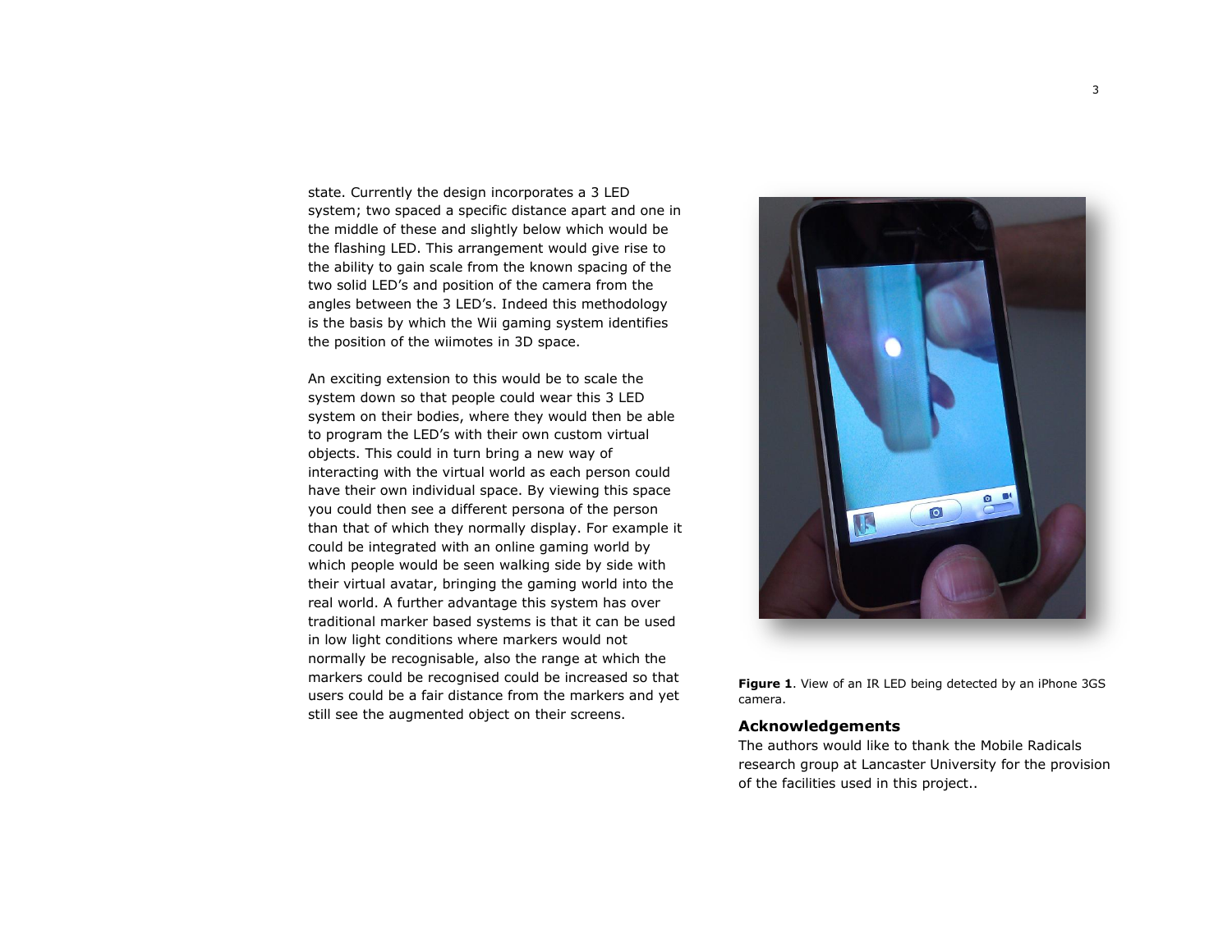state. Currently the design incorporates a 3 LED system; two spaced a specific distance apart and one in the middle of these and slightly below which would be the flashing LED. This arrangement would give rise to the ability to gain scale from the known spacing of the two solid LED's and position of the camera from the angles between the 3 LED's. Indeed this methodology is the basis by which the Wii gaming system identifies the position of the wiimotes in 3D space.

An exciting extension to this would be to scale the system down so that people could wear this 3 LED system on their bodies, where they would then be able to program the LED's with their own custom virtual objects. This could in turn bring a new way of interacting with the virtual world as each person could have their own individual space. By viewing this space you could then see a different persona of the person than that of which they normally display. For example it could be integrated with an online gaming world by which people would be seen walking side by side with their virtual avatar, bringing the gaming world into the real world. A further advantage this system has over traditional marker based systems is that it can be used in low light conditions where markers would not normally be recognisable, also the range at which the markers could be recognised could be increased so that users could be a fair distance from the markers and yet still see the augmented object on their screens.

**Figure 1**. View of an IR LED being detected by an iPhone 3GS camera.

## Acknowledgements

The authors would like to thank the Mobile Radicals research group at Lancaster University for the provision of the facilities used in this project..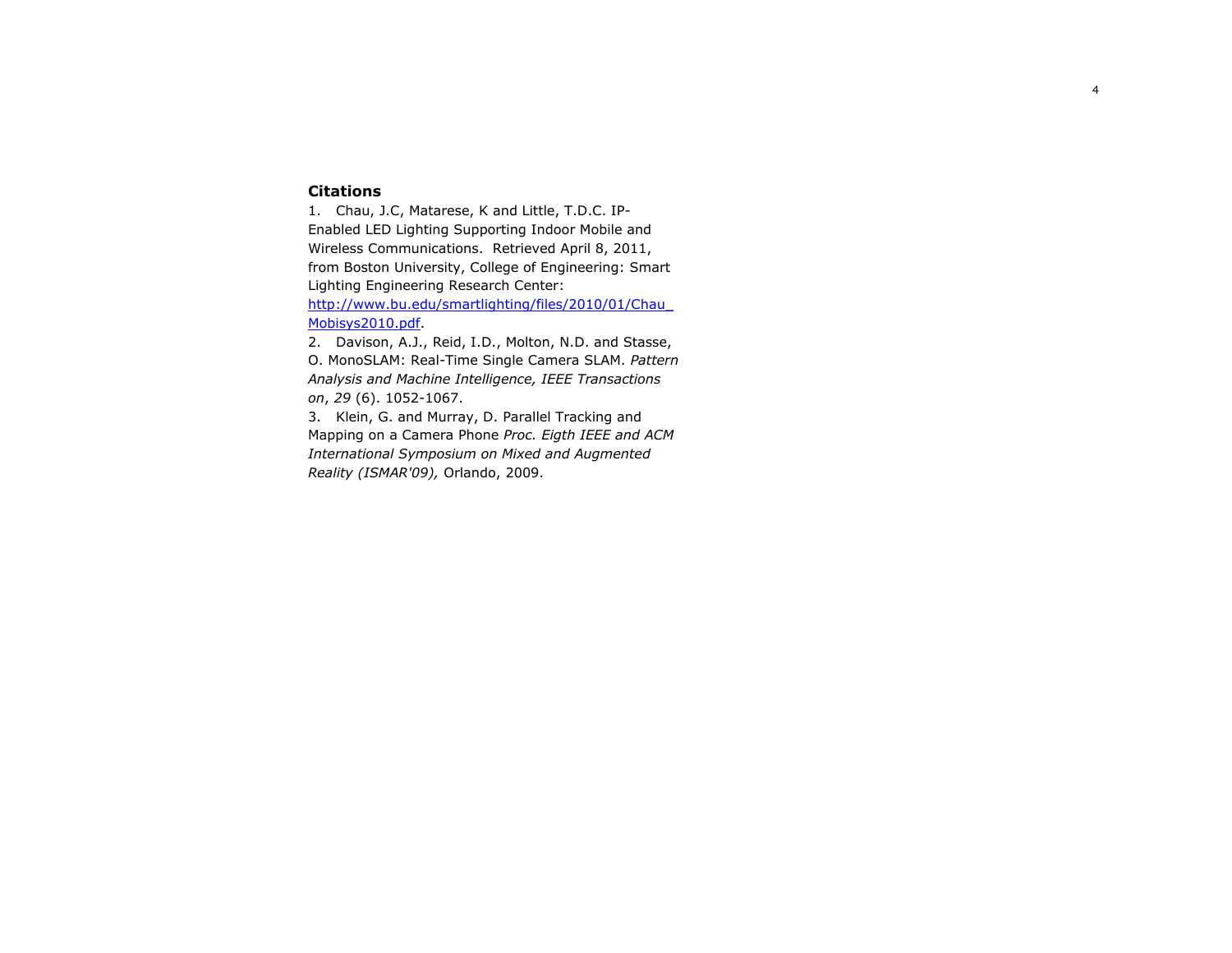**Citations**

1. Chau, J.C, Matarese, K and Little, T.D.C. IP-Enabled LED Lighting Supporting Indoor Mobile and Wireless Communications. Retrieved April 8, 2011, from Boston University, College of Engineering: Smart Lighting Engineering Research Center: http://www.bu.edu/smartlighting/files/2010/01/Chau_Mobisys2010.pdf.
2. Davison, A.J., Reid, I.D., Molton, N.D. and Stasse, O. MonoSLAM: Real-Time Single Camera SLAM. *Pattern Analysis and Machine Intelligence, IEEE Transactions on*, *29* (6). 1052-1067.
3. Klein, G. and Murray, D. Parallel Tracking and Mapping on a Camera Phone *Proc. Eigth IEEE and ACM International Symposium on Mixed and Augmented Reality (ISMAR'09),* Orlando, 2009.